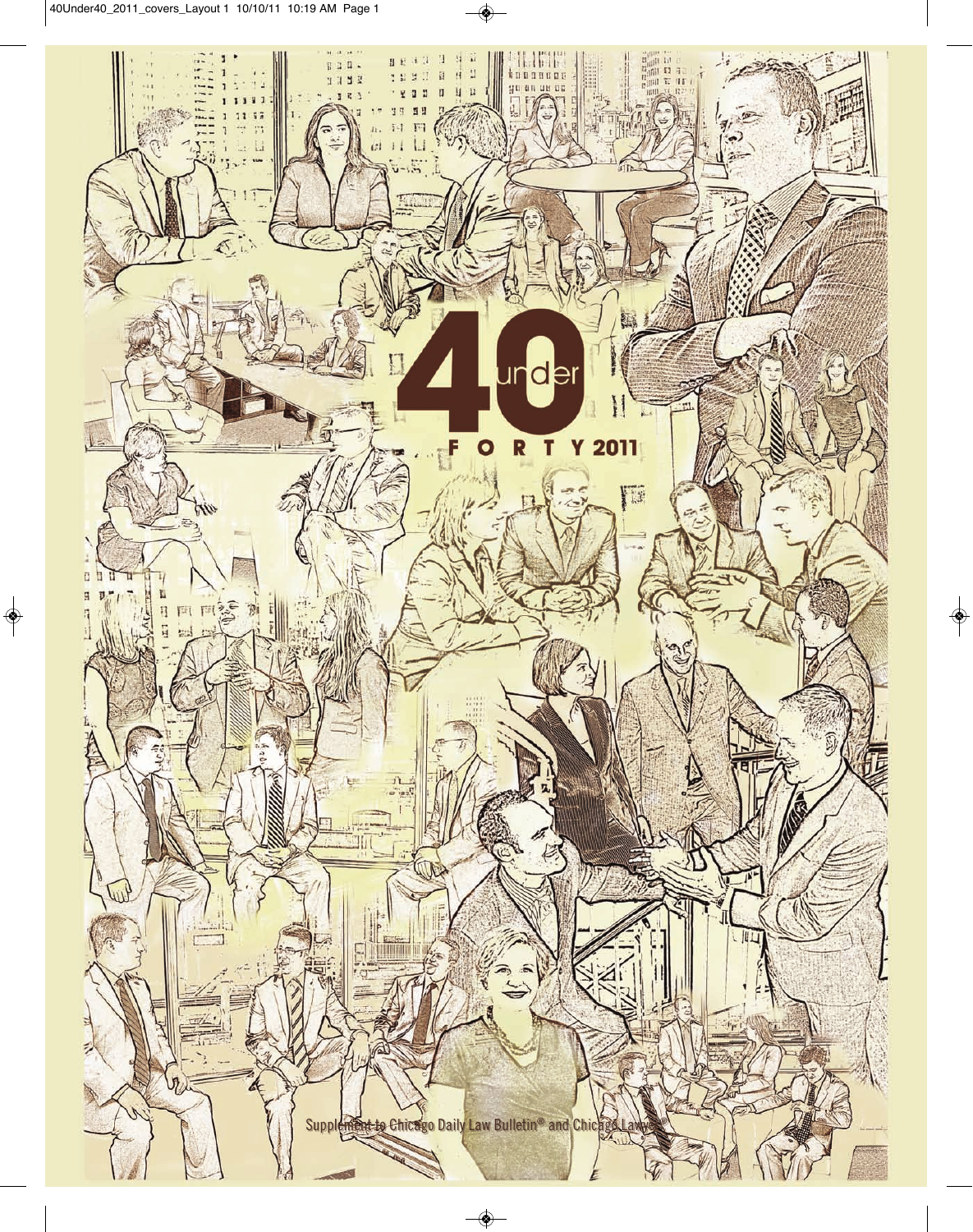# 40 under FORTY 2011

Supplement to Chicago Daily Law Bulletin® and Chicago Lawyer®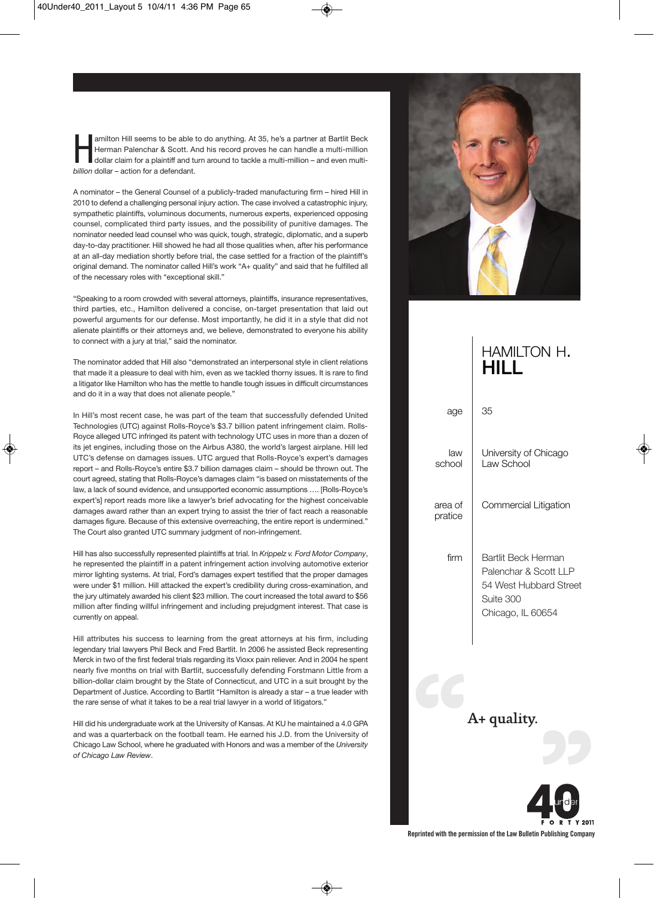Hamilton Hill seems to be able to do anything. At 35, he's a partner at Bartlit Beck Herman Palenchar & Scott. And his record proves he can handle a multi-million dollar claim for a plaintiff and turn around to tackle a multi-million – and even multi-*billion* dollar – action for a defendant.

A nominator – the General Counsel of a publicly-traded manufacturing firm – hired Hill in 2010 to defend a challenging personal injury action. The case involved a catastrophic injury, sympathetic plaintiffs, voluminous documents, numerous experts, experienced opposing counsel, complicated third party issues, and the possibility of punitive damages. The nominator needed lead counsel who was quick, tough, strategic, diplomatic, and a superb day-to-day practitioner. Hill showed he had all those qualities when, after his performance at an all-day mediation shortly before trial, the case settled for a fraction of the plaintiff's original demand. The nominator called Hill's work "A+ quality" and said that he fulfilled all of the necessary roles with "exceptional skill."

"Speaking to a room crowded with several attorneys, plaintiffs, insurance representatives, third parties, etc., Hamilton delivered a concise, on-target presentation that laid out powerful arguments for our defense. Most importantly, he did it in a style that did not alienate plaintiffs or their attorneys and, we believe, demonstrated to everyone his ability to connect with a jury at trial," said the nominator.

The nominator added that Hill also "demonstrated an interpersonal style in client relations that made it a pleasure to deal with him, even as we tackled thorny issues. It is rare to find a litigator like Hamilton who has the mettle to handle tough issues in difficult circumstances and do it in a way that does not alienate people."

In Hill's most recent case, he was part of the team that successfully defended United Technologies (UTC) against Rolls-Royce's $3.7 billion patent infringement claim. Rolls-Royce alleged UTC infringed its patent with technology UTC uses in more than a dozen of its jet engines, including those on the Airbus A380, the world's largest airplane. Hill led UTC's defense on damages issues. UTC argued that Rolls-Royce's expert's damages report – and Rolls-Royce's entire $3.7 billion damages claim – should be thrown out. The court agreed, stating that Rolls-Royce's damages claim "is based on misstatements of the law, a lack of sound evidence, and unsupported economic assumptions …. [Rolls-Royce's expert's] report reads more like a lawyer's brief advocating for the highest conceivable damages award rather than an expert trying to assist the trier of fact reach a reasonable damages figure. Because of this extensive overreaching, the entire report is undermined." The Court also granted UTC summary judgment of non-infringement.

Hill has also successfully represented plaintiffs at trial. In *Krippelz v. Ford Motor Company*, he represented the plaintiff in a patent infringement action involving automotive exterior mirror lighting systems. At trial, Ford's damages expert testified that the proper damages were under $1 million. Hill attacked the expert's credibility during cross-examination, and the jury ultimately awarded his client $23 million. The court increased the total award to $56 million after finding willful infringement and including prejudgment interest. That case is currently on appeal.

Hill attributes his success to learning from the great attorneys at his firm, including legendary trial lawyers Phil Beck and Fred Bartlit. In 2006 he assisted Beck representing Merck in two of the first federal trials regarding its Vioxx pain reliever. And in 2004 he spent nearly five months on trial with Bartlit, successfully defending Forstmann Little from a billion-dollar claim brought by the State of Connecticut, and UTC in a suit brought by the Department of Justice. According to Bartlit "Hamilton is already a star – a true leader with the rare sense of what it takes to be a real trial lawyer in a world of litigators."

Hill did his undergraduate work at the University of Kansas. At KU he maintained a 4.0 GPA and was a quarterback on the football team. He earned his J.D. from the University of Chicago Law School, where he graduated with Honors and was a member of the *University of Chicago Law Review*.

# HAMILTON H. **HILL**

| | |
|---|---|
| age | 35 |
| law school | University of Chicago Law School |
| area of pratice | Commercial Litigation |
| firm | Bartlit Beck Herman Palenchar & Scott LLP<br>54 West Hubbard Street<br>Suite 300<br>Chicago, IL 60654 |

"A+ quality."

40 under FORTY 2011

Reprinted with the permission of the Law Bulletin Publishing Company